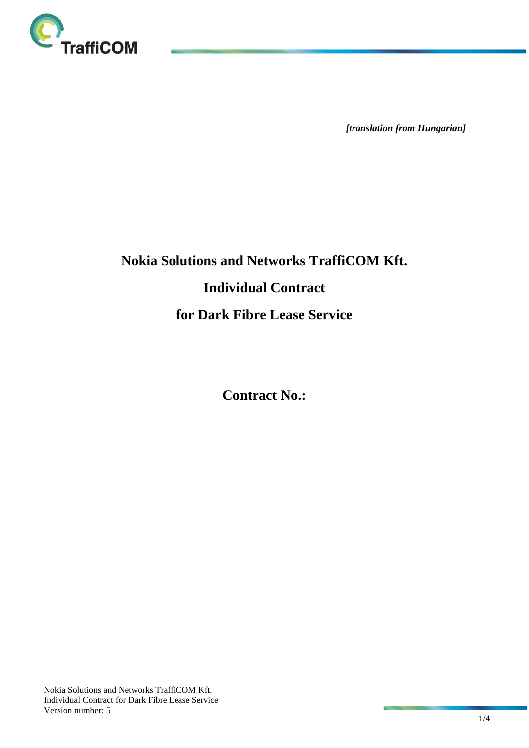*[translation from Hungarian]*

# Nokia Solutions and Networks TraffiCOM Kft.

# Individual Contract

# for Dark Fibre Lease Service

**Contract No.:**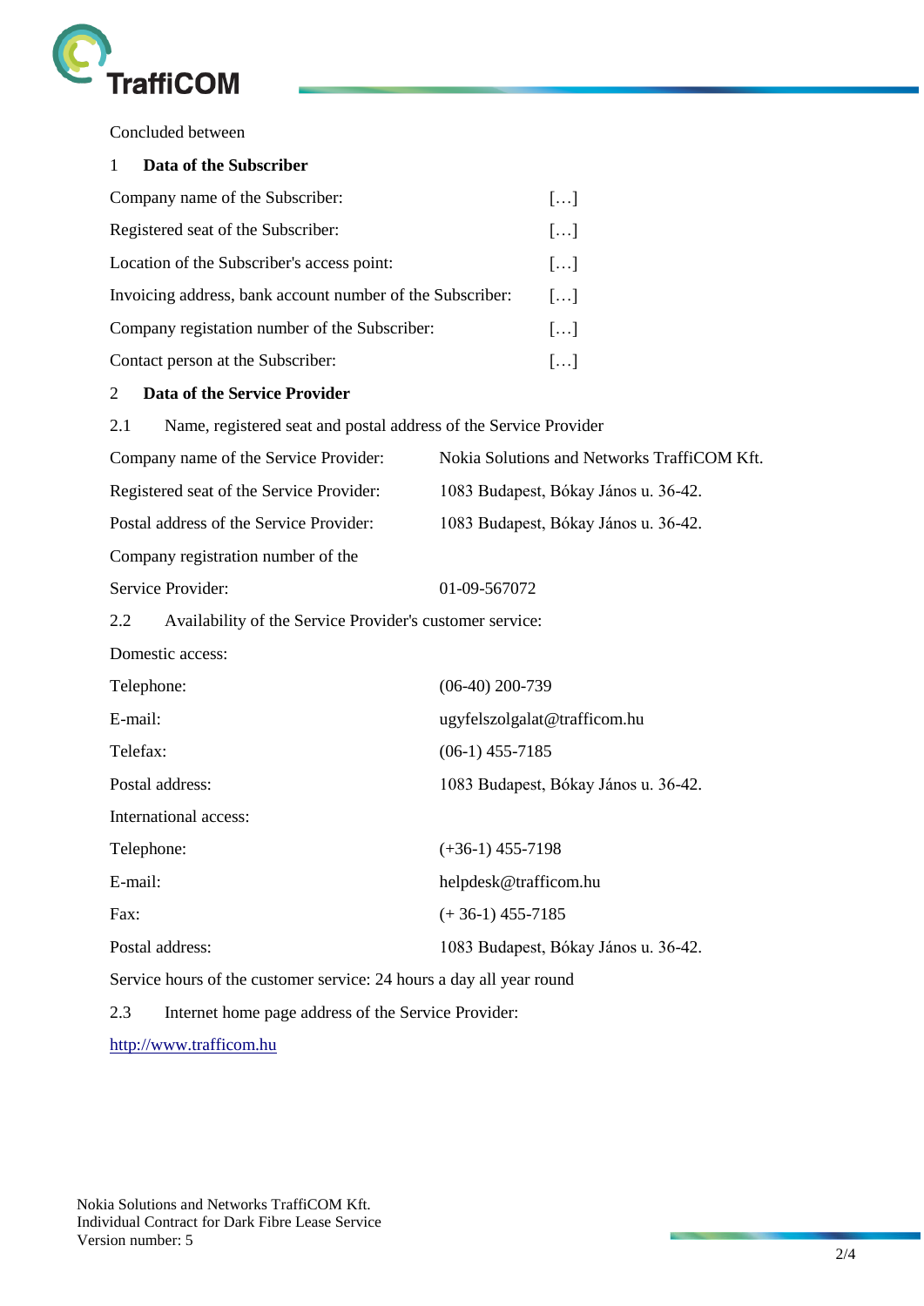Concluded between

## 1 Data of the Subscriber

| | |
|---|---|
| Company name of the Subscriber: | […] |
| Registered seat of the Subscriber: | […] |
| Location of the Subscriber's access point: | […] |
| Invoicing address, bank account number of the Subscriber: | […] |
| Company registation number of the Subscriber: | […] |
| Contact person at the Subscriber: | […] |

## 2 Data of the Service Provider

### 2.1 Name, registered seat and postal address of the Service Provider

| | |
|---|---|
| Company name of the Service Provider: | Nokia Solutions and Networks TraffiCOM Kft. |
| Registered seat of the Service Provider: | 1083 Budapest, Bókay János u. 36-42. |
| Postal address of the Service Provider: | 1083 Budapest, Bókay János u. 36-42. |
| Company registration number of the Service Provider: | 01-09-567072 |

### 2.2 Availability of the Service Provider's customer service:

Domestic access:

| | |
|---|---|
| Telephone: | (06-40) 200-739 |
| E-mail: | ugyfelszolgalat@trafficom.hu |
| Telefax: | (06-1) 455-7185 |
| Postal address: | 1083 Budapest, Bókay János u. 36-42. |

International access:

| | |
|---|---|
| Telephone: | (+36-1) 455-7198 |
| E-mail: | helpdesk@trafficom.hu |
| Fax: | (+ 36-1) 455-7185 |
| Postal address: | 1083 Budapest, Bókay János u. 36-42. |

Service hours of the customer service: 24 hours a day all year round

### 2.3 Internet home page address of the Service Provider:

[http://www.trafficom.hu](http://www.trafficom.hu)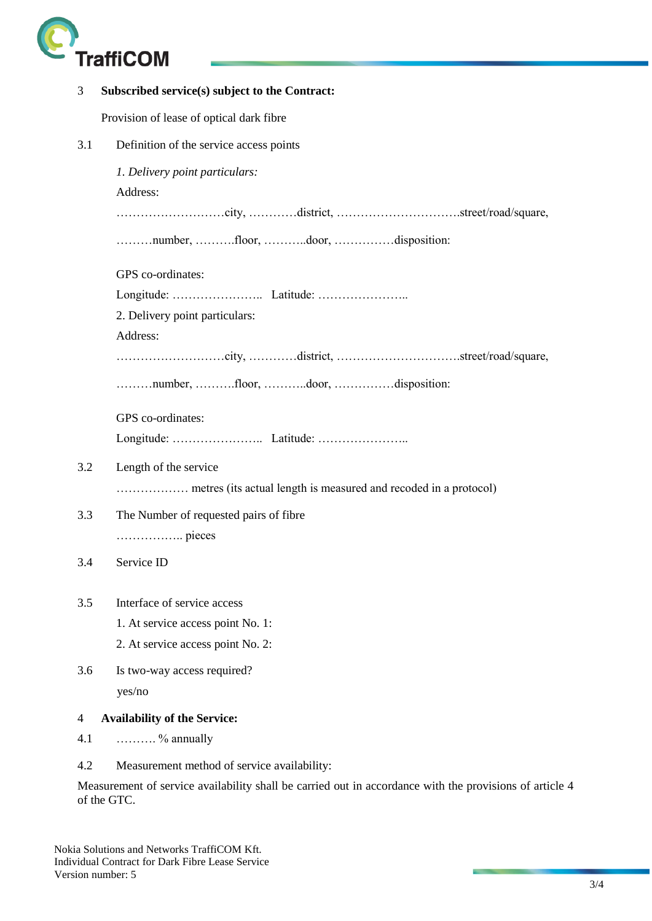3 **Subscribed service(s) subject to the Contract:**

Provision of lease of optical dark fibre

3.1 Definition of the service access points

*1. Delivery point particulars:*

Address:

………………………city, …………district, ………………………….street/road/square,

………number, ……….floor, ………..door, ……………disposition:

GPS co-ordinates:

Longitude: …………………..  Latitude: …………………..

2. Delivery point particulars:

Address:

………………………city, …………district, ………………………….street/road/square,

………number, ……….floor, ………..door, ……………disposition:

GPS co-ordinates:

Longitude: …………………..  Latitude: …………………..

3.2 Length of the service

……………… metres (its actual length is measured and recoded in a protocol)

3.3 The Number of requested pairs of fibre

…………….. pieces

3.4 Service ID

3.5 Interface of service access

1. At service access point No. 1:

2. At service access point No. 2:

3.6 Is two-way access required?

yes/no

4 **Availability of the Service:**

4.1 ………. % annually

4.2 Measurement method of service availability:

Measurement of service availability shall be carried out in accordance with the provisions of article 4 of the GTC.

Nokia Solutions and Networks TraffiCOM Kft.
Individual Contract for Dark Fibre Lease Service
Version number: 5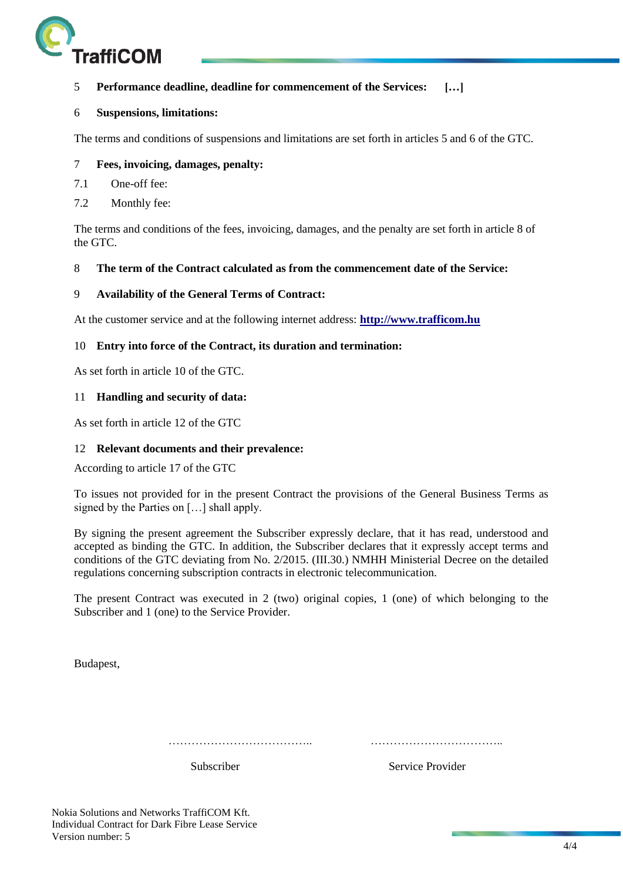5 **Performance deadline, deadline for commencement of the Services: […]**

6 **Suspensions, limitations:**

The terms and conditions of suspensions and limitations are set forth in articles 5 and 6 of the GTC.

7 **Fees, invoicing, damages, penalty:**

7.1 One-off fee:

7.2 Monthly fee:

The terms and conditions of the fees, invoicing, damages, and the penalty are set forth in article 8 of the GTC.

8 **The term of the Contract calculated as from the commencement date of the Service:**

9 **Availability of the General Terms of Contract:**

At the customer service and at the following internet address: **http://www.trafficom.hu**

10 **Entry into force of the Contract, its duration and termination:**

As set forth in article 10 of the GTC.

11 **Handling and security of data:**

As set forth in article 12 of the GTC

12 **Relevant documents and their prevalence:**

According to article 17 of the GTC

To issues not provided for in the present Contract the provisions of the General Business Terms as signed by the Parties on […] shall apply.

By signing the present agreement the Subscriber expressly declare, that it has read, understood and accepted as binding the GTC. In addition, the Subscriber declares that it expressly accept terms and conditions of the GTC deviating from No. 2/2015. (III.30.) NMHH Ministerial Decree on the detailed regulations concerning subscription contracts in electronic telecommunication.

The present Contract was executed in 2 (two) original copies, 1 (one) of which belonging to the Subscriber and 1 (one) to the Service Provider.

Budapest,

| | |
|---|---|
| ……………………………….. | …………………………….. |
| Subscriber | Service Provider |

Nokia Solutions and Networks TraffiCOM Kft.
Individual Contract for Dark Fibre Lease Service
Version number: 5